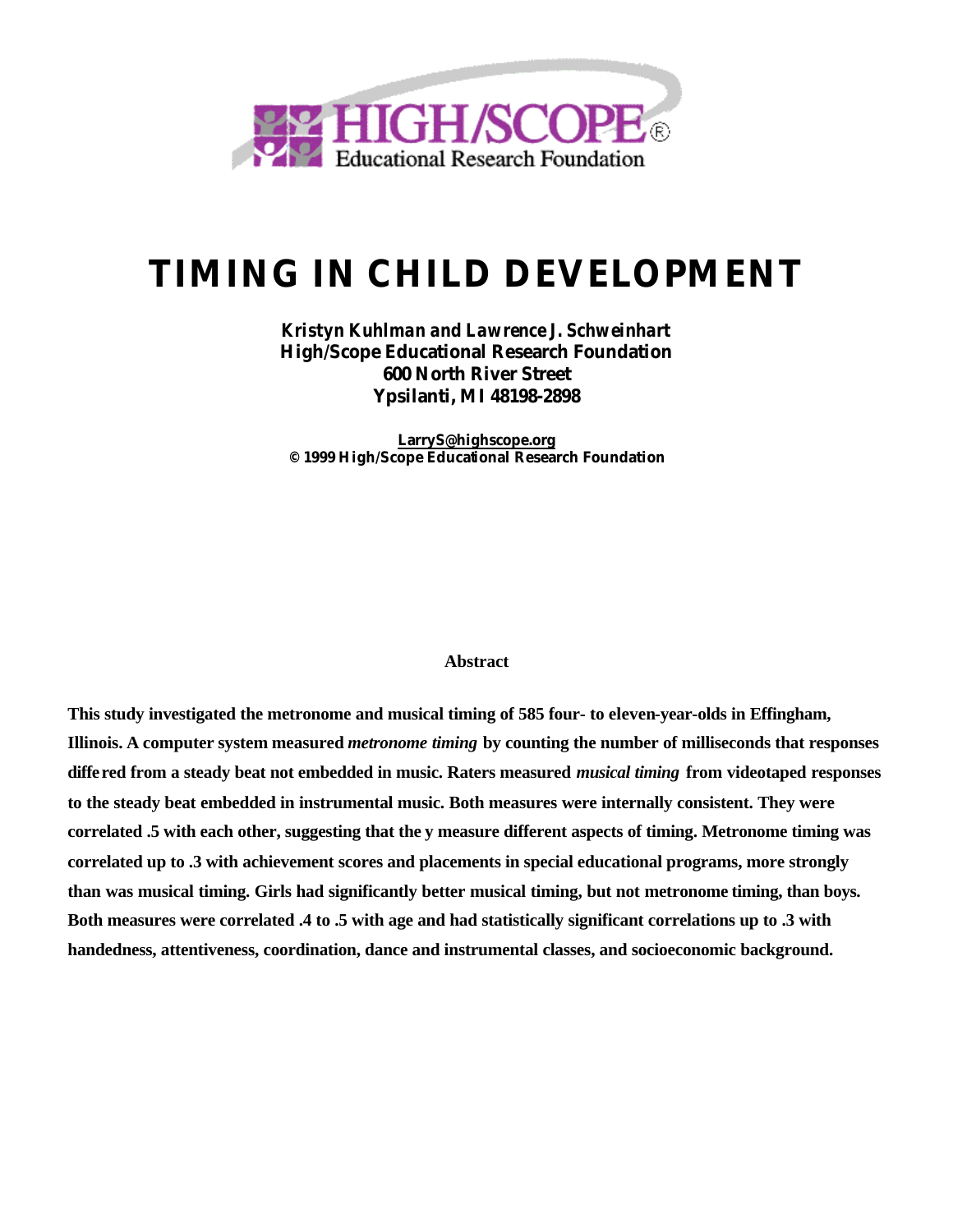# TIMING IN CHILD DEVELOPMENT

**Kristyn Kuhlman and Lawrence J. Schweinhart**
**High/Scope Educational Research Foundation**
**600 North River Street**
**Ypsilanti, MI 48198-2898**

**LarryS@highscope.org**
**© 1999 High/Scope Educational Research Foundation**

## Abstract

**This study investigated the metronome and musical timing of 585 four- to eleven-year-olds in Effingham, Illinois. A computer system measured *metronome timing* by counting the number of milliseconds that responses differed from a steady beat not embedded in music. Raters measured *musical timing* from videotaped responses to the steady beat embedded in instrumental music. Both measures were internally consistent. They were correlated .5 with each other, suggesting that they measure different aspects of timing. Metronome timing was correlated up to .3 with achievement scores and placements in special educational programs, more strongly than was musical timing. Girls had significantly better musical timing, but not metronome timing, than boys. Both measures were correlated .4 to .5 with age and had statistically significant correlations up to .3 with handedness, attentiveness, coordination, dance and instrumental classes, and socioeconomic background.**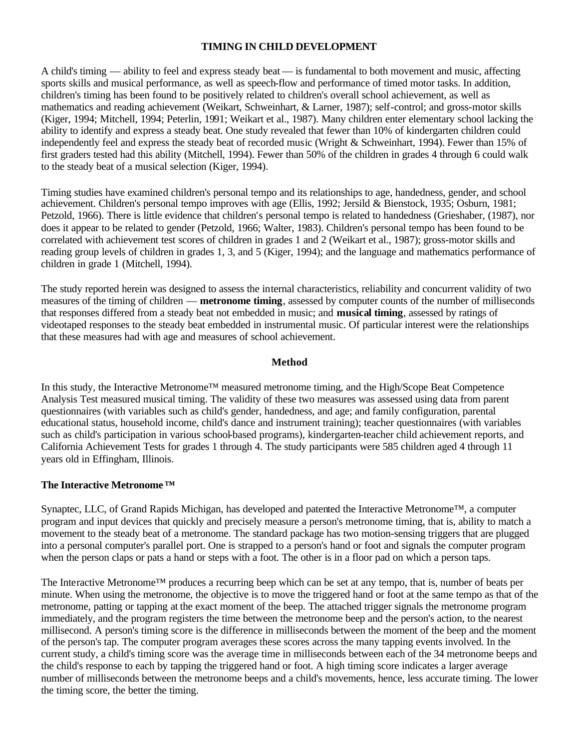## TIMING IN CHILD DEVELOPMENT

A child's timing — ability to feel and express steady beat — is fundamental to both movement and music, affecting sports skills and musical performance, as well as speech-flow and performance of timed motor tasks. In addition, children's timing has been found to be positively related to children's overall school achievement, as well as mathematics and reading achievement (Weikart, Schweinhart, & Larner, 1987); self-control; and gross-motor skills (Kiger, 1994; Mitchell, 1994; Peterlin, 1991; Weikart et al., 1987). Many children enter elementary school lacking the ability to identify and express a steady beat. One study revealed that fewer than 10% of kindergarten children could independently feel and express the steady beat of recorded music (Wright & Schweinhart, 1994). Fewer than 15% of first graders tested had this ability (Mitchell, 1994). Fewer than 50% of the children in grades 4 through 6 could walk to the steady beat of a musical selection (Kiger, 1994).

Timing studies have examined children's personal tempo and its relationships to age, handedness, gender, and school achievement. Children's personal tempo improves with age (Ellis, 1992; Jersild & Bienstock, 1935; Osburn, 1981; Petzold, 1966). There is little evidence that children's personal tempo is related to handedness (Grieshaber, (1987), nor does it appear to be related to gender (Petzold, 1966; Walter, 1983). Children's personal tempo has been found to be correlated with achievement test scores of children in grades 1 and 2 (Weikart et al., 1987); gross-motor skills and reading group levels of children in grades 1, 3, and 5 (Kiger, 1994); and the language and mathematics performance of children in grade 1 (Mitchell, 1994).

The study reported herein was designed to assess the internal characteristics, reliability and concurrent validity of two measures of the timing of children — **metronome timing**, assessed by computer counts of the number of milliseconds that responses differed from a steady beat not embedded in music; and **musical timing**, assessed by ratings of videotaped responses to the steady beat embedded in instrumental music. Of particular interest were the relationships that these measures had with age and measures of school achievement.

### Method

In this study, the Interactive Metronome™ measured metronome timing, and the High/Scope Beat Competence Analysis Test measured musical timing. The validity of these two measures was assessed using data from parent questionnaires (with variables such as child's gender, handedness, and age; and family configuration, parental educational status, household income, child's dance and instrument training); teacher questionnaires (with variables such as child's participation in various school-based programs), kindergarten-teacher child achievement reports, and California Achievement Tests for grades 1 through 4. The study participants were 585 children aged 4 through 11 years old in Effingham, Illinois.

#### The Interactive Metronome™

Synaptec, LLC, of Grand Rapids Michigan, has developed and patented the Interactive Metronome™, a computer program and input devices that quickly and precisely measure a person's metronome timing, that is, ability to match a movement to the steady beat of a metronome. The standard package has two motion-sensing triggers that are plugged into a personal computer's parallel port. One is strapped to a person's hand or foot and signals the computer program when the person claps or pats a hand or steps with a foot. The other is in a floor pad on which a person taps.

The Interactive Metronome™ produces a recurring beep which can be set at any tempo, that is, number of beats per minute. When using the metronome, the objective is to move the triggered hand or foot at the same tempo as that of the metronome, patting or tapping at the exact moment of the beep. The attached trigger signals the metronome program immediately, and the program registers the time between the metronome beep and the person's action, to the nearest millisecond. A person's timing score is the difference in milliseconds between the moment of the beep and the moment of the person's tap. The computer program averages these scores across the many tapping events involved. In the current study, a child's timing score was the average time in milliseconds between each of the 34 metronome beeps and the child's response to each by tapping the triggered hand or foot. A high timing score indicates a larger average number of milliseconds between the metronome beeps and a child's movements, hence, less accurate timing. The lower the timing score, the better the timing.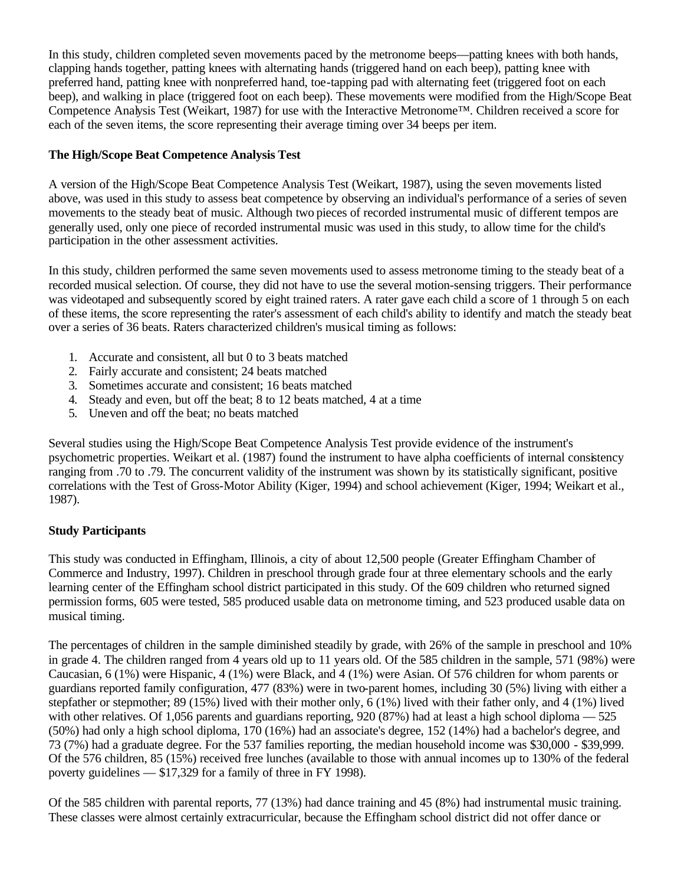In this study, children completed seven movements paced by the metronome beeps—patting knees with both hands, clapping hands together, patting knees with alternating hands (triggered hand on each beep), patting knee with preferred hand, patting knee with nonpreferred hand, toe-tapping pad with alternating feet (triggered foot on each beep), and walking in place (triggered foot on each beep). These movements were modified from the High/Scope Beat Competence Analysis Test (Weikart, 1987) for use with the Interactive Metronome™. Children received a score for each of the seven items, the score representing their average timing over 34 beeps per item.

**The High/Scope Beat Competence Analysis Test**

A version of the High/Scope Beat Competence Analysis Test (Weikart, 1987), using the seven movements listed above, was used in this study to assess beat competence by observing an individual's performance of a series of seven movements to the steady beat of music. Although two pieces of recorded instrumental music of different tempos are generally used, only one piece of recorded instrumental music was used in this study, to allow time for the child's participation in the other assessment activities.

In this study, children performed the same seven movements used to assess metronome timing to the steady beat of a recorded musical selection. Of course, they did not have to use the several motion-sensing triggers. Their performance was videotaped and subsequently scored by eight trained raters. A rater gave each child a score of 1 through 5 on each of these items, the score representing the rater's assessment of each child's ability to identify and match the steady beat over a series of 36 beats. Raters characterized children's musical timing as follows:

1. Accurate and consistent, all but 0 to 3 beats matched
2. Fairly accurate and consistent; 24 beats matched
3. Sometimes accurate and consistent; 16 beats matched
4. Steady and even, but off the beat; 8 to 12 beats matched, 4 at a time
5. Uneven and off the beat; no beats matched

Several studies using the High/Scope Beat Competence Analysis Test provide evidence of the instrument's psychometric properties. Weikart et al. (1987) found the instrument to have alpha coefficients of internal consistency ranging from .70 to .79. The concurrent validity of the instrument was shown by its statistically significant, positive correlations with the Test of Gross-Motor Ability (Kiger, 1994) and school achievement (Kiger, 1994; Weikart et al., 1987).

**Study Participants**

This study was conducted in Effingham, Illinois, a city of about 12,500 people (Greater Effingham Chamber of Commerce and Industry, 1997). Children in preschool through grade four at three elementary schools and the early learning center of the Effingham school district participated in this study. Of the 609 children who returned signed permission forms, 605 were tested, 585 produced usable data on metronome timing, and 523 produced usable data on musical timing.

The percentages of children in the sample diminished steadily by grade, with 26% of the sample in preschool and 10% in grade 4. The children ranged from 4 years old up to 11 years old. Of the 585 children in the sample, 571 (98%) were Caucasian, 6 (1%) were Hispanic, 4 (1%) were Black, and 4 (1%) were Asian. Of 576 children for whom parents or guardians reported family configuration, 477 (83%) were in two-parent homes, including 30 (5%) living with either a stepfather or stepmother; 89 (15%) lived with their mother only, 6 (1%) lived with their father only, and 4 (1%) lived with other relatives. Of 1,056 parents and guardians reporting, 920 (87%) had at least a high school diploma — 525 (50%) had only a high school diploma, 170 (16%) had an associate's degree, 152 (14%) had a bachelor's degree, and 73 (7%) had a graduate degree. For the 537 families reporting, the median household income was $30,000 - $39,999. Of the 576 children, 85 (15%) received free lunches (available to those with annual incomes up to 130% of the federal poverty guidelines — $17,329 for a family of three in FY 1998).

Of the 585 children with parental reports, 77 (13%) had dance training and 45 (8%) had instrumental music training. These classes were almost certainly extracurricular, because the Effingham school district did not offer dance or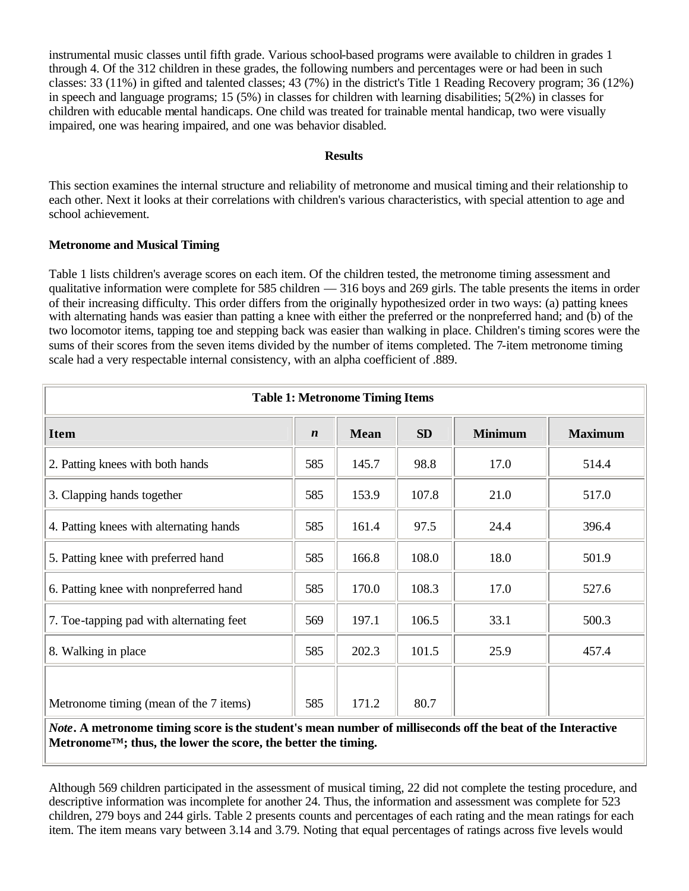instrumental music classes until fifth grade. Various school-based programs were available to children in grades 1 through 4. Of the 312 children in these grades, the following numbers and percentages were or had been in such classes: 33 (11%) in gifted and talented classes; 43 (7%) in the district's Title 1 Reading Recovery program; 36 (12%) in speech and language programs; 15 (5%) in classes for children with learning disabilities; 5(2%) in classes for children with educable mental handicaps. One child was treated for trainable mental handicap, two were visually impaired, one was hearing impaired, and one was behavior disabled.

## Results

This section examines the internal structure and reliability of metronome and musical timing and their relationship to each other. Next it looks at their correlations with children's various characteristics, with special attention to age and school achievement.

### Metronome and Musical Timing

Table 1 lists children's average scores on each item. Of the children tested, the metronome timing assessment and qualitative information were complete for 585 children — 316 boys and 269 girls. The table presents the items in order of their increasing difficulty. This order differs from the originally hypothesized order in two ways: (a) patting knees with alternating hands was easier than patting a knee with either the preferred or the nonpreferred hand; and (b) of the two locomotor items, tapping toe and stepping back was easier than walking in place. Children's timing scores were the sums of their scores from the seven items divided by the number of items completed. The 7-item metronome timing scale had a very respectable internal consistency, with an alpha coefficient of .889.

**Table 1: Metronome Timing Items**

| Item | *n* | Mean | SD | Minimum | Maximum |
|---|---|---|---|---|---|
| 2. Patting knees with both hands | 585 | 145.7 | 98.8 | 17.0 | 514.4 |
| 3. Clapping hands together | 585 | 153.9 | 107.8 | 21.0 | 517.0 |
| 4. Patting knees with alternating hands | 585 | 161.4 | 97.5 | 24.4 | 396.4 |
| 5. Patting knee with preferred hand | 585 | 166.8 | 108.0 | 18.0 | 501.9 |
| 6. Patting knee with nonpreferred hand | 585 | 170.0 | 108.3 | 17.0 | 527.6 |
| 7. Toe-tapping pad with alternating feet | 569 | 197.1 | 106.5 | 33.1 | 500.3 |
| 8. Walking in place | 585 | 202.3 | 101.5 | 25.9 | 457.4 |
| Metronome timing (mean of the 7 items) | 585 | 171.2 | 80.7 | | |

***Note*. A metronome timing score is the student's mean number of milliseconds off the beat of the Interactive Metronome™; thus, the lower the score, the better the timing.**

Although 569 children participated in the assessment of musical timing, 22 did not complete the testing procedure, and descriptive information was incomplete for another 24. Thus, the information and assessment was complete for 523 children, 279 boys and 244 girls. Table 2 presents counts and percentages of each rating and the mean ratings for each item. The item means vary between 3.14 and 3.79. Noting that equal percentages of ratings across five levels would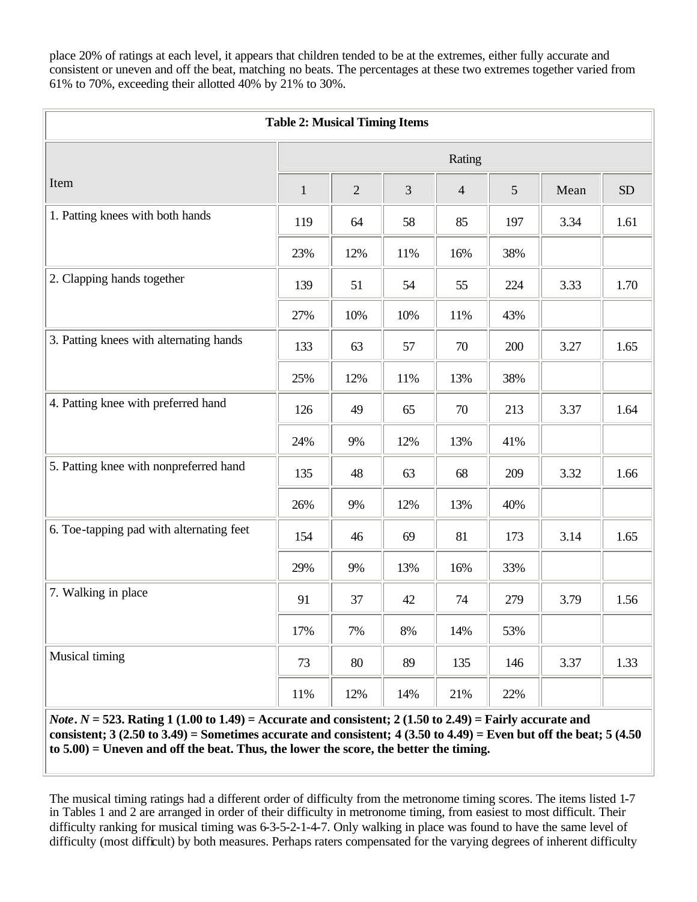place 20% of ratings at each level, it appears that children tended to be at the extremes, either fully accurate and consistent or uneven and off the beat, matching no beats. The percentages at these two extremes together varied from 61% to 70%, exceeding their allotted 40% by 21% to 30%.

**Table 2: Musical Timing Items**

| Item | Rating | | | | | | |
|---|---|---|---|---|---|---|---|
| | 1 | 2 | 3 | 4 | 5 | Mean | SD |
| 1. Patting knees with both hands | 119 | 64 | 58 | 85 | 197 | 3.34 | 1.61 |
| | 23% | 12% | 11% | 16% | 38% | | |
| 2. Clapping hands together | 139 | 51 | 54 | 55 | 224 | 3.33 | 1.70 |
| | 27% | 10% | 10% | 11% | 43% | | |
| 3. Patting knees with alternating hands | 133 | 63 | 57 | 70 | 200 | 3.27 | 1.65 |
| | 25% | 12% | 11% | 13% | 38% | | |
| 4. Patting knee with preferred hand | 126 | 49 | 65 | 70 | 213 | 3.37 | 1.64 |
| | 24% | 9% | 12% | 13% | 41% | | |
| 5. Patting knee with nonpreferred hand | 135 | 48 | 63 | 68 | 209 | 3.32 | 1.66 |
| | 26% | 9% | 12% | 13% | 40% | | |
| 6. Toe-tapping pad with alternating feet | 154 | 46 | 69 | 81 | 173 | 3.14 | 1.65 |
| | 29% | 9% | 13% | 16% | 33% | | |
| 7. Walking in place | 91 | 37 | 42 | 74 | 279 | 3.79 | 1.56 |
| | 17% | 7% | 8% | 14% | 53% | | |
| Musical timing | 73 | 80 | 89 | 135 | 146 | 3.37 | 1.33 |
| | 11% | 12% | 14% | 21% | 22% | | |

***Note*. *N* = 523. Rating 1 (1.00 to 1.49) = Accurate and consistent; 2 (1.50 to 2.49) = Fairly accurate and consistent; 3 (2.50 to 3.49) = Sometimes accurate and consistent; 4 (3.50 to 4.49) = Even but off the beat; 5 (4.50 to 5.00) = Uneven and off the beat. Thus, the lower the score, the better the timing.**

The musical timing ratings had a different order of difficulty from the metronome timing scores. The items listed 1-7 in Tables 1 and 2 are arranged in order of their difficulty in metronome timing, from easiest to most difficult. Their difficulty ranking for musical timing was 6-3-5-2-1-4-7. Only walking in place was found to have the same level of difficulty (most difficult) by both measures. Perhaps raters compensated for the varying degrees of inherent difficulty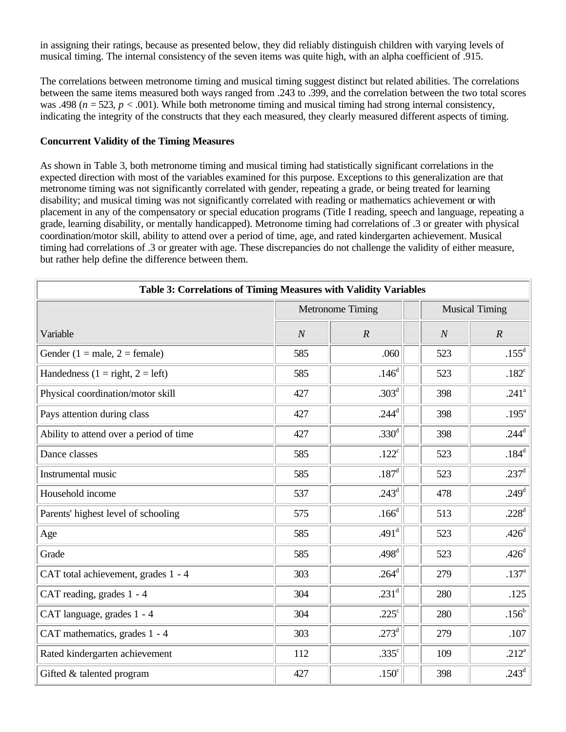in assigning their ratings, because as presented below, they did reliably distinguish children with varying levels of musical timing. The internal consistency of the seven items was quite high, with an alpha coefficient of .915.

The correlations between metronome timing and musical timing suggest distinct but related abilities. The correlations between the same items measured both ways ranged from .243 to .399, and the correlation between the two total scores was .498 ($n$ = 523, $p$ < .001). While both metronome timing and musical timing had strong internal consistency, indicating the integrity of the constructs that they each measured, they clearly measured different aspects of timing.

**Concurrent Validity of the Timing Measures**

As shown in Table 3, both metronome timing and musical timing had statistically significant correlations in the expected direction with most of the variables examined for this purpose. Exceptions to this generalization are that metronome timing was not significantly correlated with gender, repeating a grade, or being treated for learning disability; and musical timing was not significantly correlated with reading or mathematics achievement or with placement in any of the compensatory or special education programs (Title I reading, speech and language, repeating a grade, learning disability, or mentally handicapped). Metronome timing had correlations of .3 or greater with physical coordination/motor skill, ability to attend over a period of time, age, and rated kindergarten achievement. Musical timing had correlations of .3 or greater with age. These discrepancies do not challenge the validity of either measure, but rather help define the difference between them.

**Table 3: Correlations of Timing Measures with Validity Variables**

| | Metronome Timing | | | Musical Timing | |
|---|---|---|---|---|---|
| Variable | *N* | *R* | | *N* | *R* |
| Gender (1 = male, 2 = female) | 585 | .060 | | 523 | .155[d] |
| Handedness (1 = right, 2 = left) | 585 | .146[d] | | 523 | .182[c] |
| Physical coordination/motor skill | 427 | .303[d] | | 398 | .241[a] |
| Pays attention during class | 427 | .244[d] | | 398 | .195[a] |
| Ability to attend over a period of time | 427 | .330[d] | | 398 | .244[d] |
| Dance classes | 585 | .122[c] | | 523 | .184[d] |
| Instrumental music | 585 | .187[d] | | 523 | .237[d] |
| Household income | 537 | .243[d] | | 478 | .249[d] |
| Parents' highest level of schooling | 575 | .166[d] | | 513 | .228[d] |
| Age | 585 | .491[d] | | 523 | .426[d] |
| Grade | 585 | .498[d] | | 523 | .426[d] |
| CAT total achievement, grades 1 - 4 | 303 | .264[d] | | 279 | .137[a] |
| CAT reading, grades 1 - 4 | 304 | .231[d] | | 280 | .125 |
| CAT language, grades 1 - 4 | 304 | .225[c] | | 280 | .156[b] |
| CAT mathematics, grades 1 - 4 | 303 | .273[d] | | 279 | .107 |
| Rated kindergarten achievement | 112 | .335[c] | | 109 | .212[a] |
| Gifted & talented program | 427 | .150[c] | | 398 | .243[d] |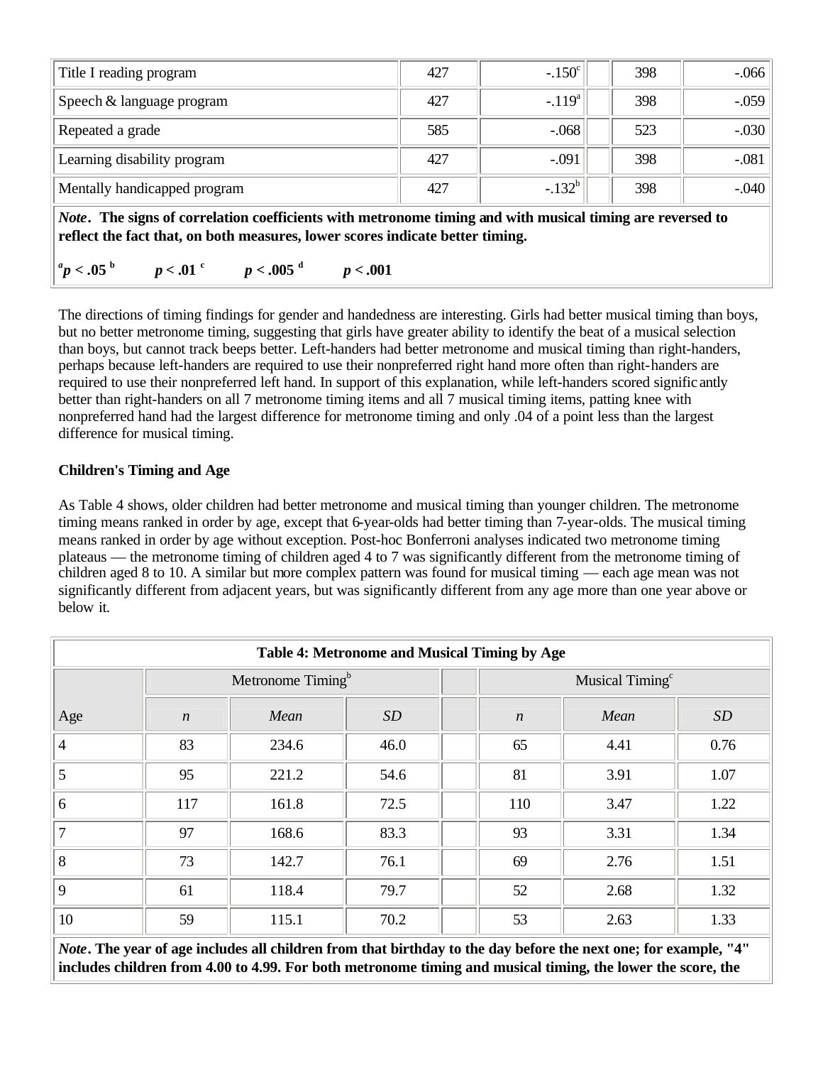| Title I reading program | 427 | -.150[c] | | 398 | -.066 |
|---|---|---|---|---|---|
| Speech & language program | 427 | -.119[a] | | 398 | -.059 |
| Repeated a grade | 585 | -.068 | | 523 | -.030 |
| Learning disability program | 427 | -.091 | | 398 | -.081 |
| Mentally handicapped program | 427 | -.132[b] | | 398 | -.040 |

***Note*. The signs of correlation coefficients with metronome timing and with musical timing are reversed to reflect the fact that, on both measures, lower scores indicate better timing.**

**[a]*p* < .05 [b] *p* < .01 [c] *p* < .005 [d] *p* < .001**

The directions of timing findings for gender and handedness are interesting. Girls had better musical timing than boys, but no better metronome timing, suggesting that girls have greater ability to identify the beat of a musical selection than boys, but cannot track beeps better. Left-handers had better metronome and musical timing than right-handers, perhaps because left-handers are required to use their nonpreferred right hand more often than right-handers are required to use their nonpreferred left hand. In support of this explanation, while left-handers scored significantly better than right-handers on all 7 metronome timing items and all 7 musical timing items, patting knee with nonpreferred hand had the largest difference for metronome timing and only .04 of a point less than the largest difference for musical timing.

**Children's Timing and Age**

As Table 4 shows, older children had better metronome and musical timing than younger children. The metronome timing means ranked in order by age, except that 6-year-olds had better timing than 7-year-olds. The musical timing means ranked in order by age without exception. Post-hoc Bonferroni analyses indicated two metronome timing plateaus — the metronome timing of children aged 4 to 7 was significantly different from the metronome timing of children aged 8 to 10. A similar but more complex pattern was found for musical timing — each age mean was not significantly different from adjacent years, but was significantly different from any age more than one year above or below it.

**Table 4: Metronome and Musical Timing by Age**

| | Metronome Timing[b] | | | | Musical Timing[c] | | |
|---|---|---|---|---|---|---|---|
| Age | *n* | *Mean* | *SD* | | *n* | *Mean* | *SD* |
| 4 | 83 | 234.6 | 46.0 | | 65 | 4.41 | 0.76 |
| 5 | 95 | 221.2 | 54.6 | | 81 | 3.91 | 1.07 |
| 6 | 117 | 161.8 | 72.5 | | 110 | 3.47 | 1.22 |
| 7 | 97 | 168.6 | 83.3 | | 93 | 3.31 | 1.34 |
| 8 | 73 | 142.7 | 76.1 | | 69 | 2.76 | 1.51 |
| 9 | 61 | 118.4 | 79.7 | | 52 | 2.68 | 1.32 |
| 10 | 59 | 115.1 | 70.2 | | 53 | 2.63 | 1.33 |

***Note*. The year of age includes all children from that birthday to the day before the next one; for example, "4" includes children from 4.00 to 4.99. For both metronome timing and musical timing, the lower the score, the**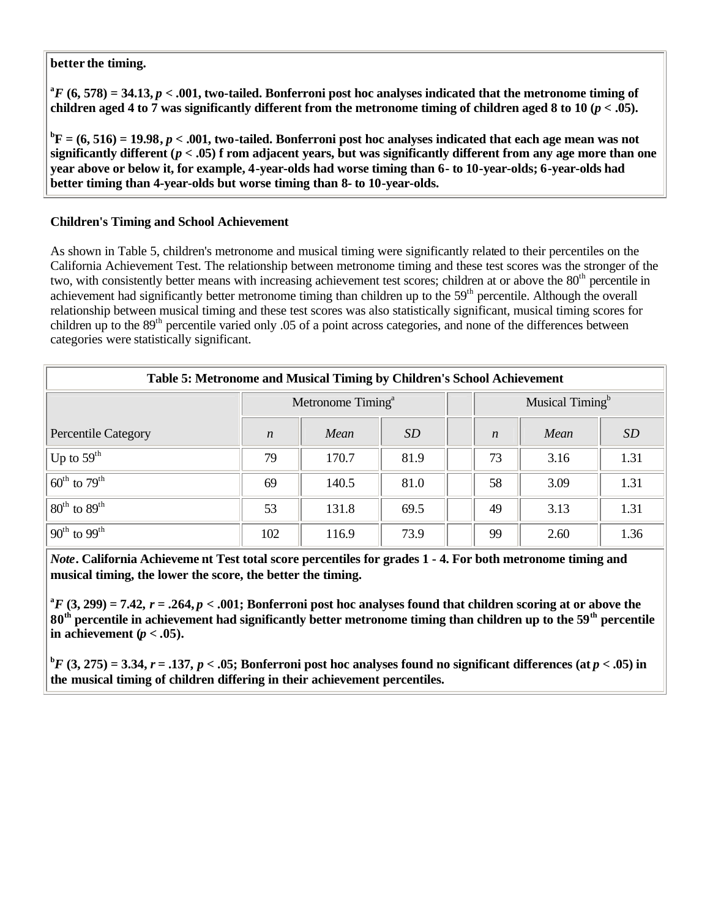**better the timing.**

**[a]$F$ (6, 578) = 34.13, $p < .001$, two-tailed. Bonferroni post hoc analyses indicated that the metronome timing of children aged 4 to 7 was significantly different from the metronome timing of children aged 8 to 10 ($p < .05$).**

**[b]F = (6, 516) = 19.98, $p < .001$, two-tailed. Bonferroni post hoc analyses indicated that each age mean was not significantly different ($p < .05$) f rom adjacent years, but was significantly different from any age more than one year above or below it, for example, 4-year-olds had worse timing than 6- to 10-year-olds; 6-year-olds had better timing than 4-year-olds but worse timing than 8- to 10-year-olds.**

### Children's Timing and School Achievement

As shown in Table 5, children's metronome and musical timing were significantly related to their percentiles on the California Achievement Test. The relationship between metronome timing and these test scores was the stronger of the two, with consistently better means with increasing achievement test scores; children at or above the 80th percentile in achievement had significantly better metronome timing than children up to the 59th percentile. Although the overall relationship between musical timing and these test scores was also statistically significant, musical timing scores for children up to the 89th percentile varied only .05 of a point across categories, and none of the differences between categories were statistically significant.

**Table 5: Metronome and Musical Timing by Children's School Achievement**

| | Metronome Timing[a] | | | | Musical Timing[b] | | |
|---|---|---|---|---|---|---|---|
| Percentile Category | *n* | *Mean* | *SD* | | *n* | *Mean* | *SD* |
| Up to 59th | 79 | 170.7 | 81.9 | | 73 | 3.16 | 1.31 |
| 60th to 79th | 69 | 140.5 | 81.0 | | 58 | 3.09 | 1.31 |
| 80th to 89th | 53 | 131.8 | 69.5 | | 49 | 3.13 | 1.31 |
| 90th to 99th | 102 | 116.9 | 73.9 | | 99 | 2.60 | 1.36 |

***Note*. California Achieveme nt Test total score percentiles for grades 1 - 4. For both metronome timing and musical timing, the lower the score, the better the timing.**

**[a]$F$ (3, 299) = 7.42, $r = .264$, $p < .001$; Bonferroni post hoc analyses found that children scoring at or above the 80th percentile in achievement had significantly better metronome timing than children up to the 59th percentile in achievement ($p < .05$).**

**[b]$F$ (3, 275) = 3.34, $r = .137$, $p < .05$; Bonferroni post hoc analyses found no significant differences (at $p < .05$) in the musical timing of children differing in their achievement percentiles.**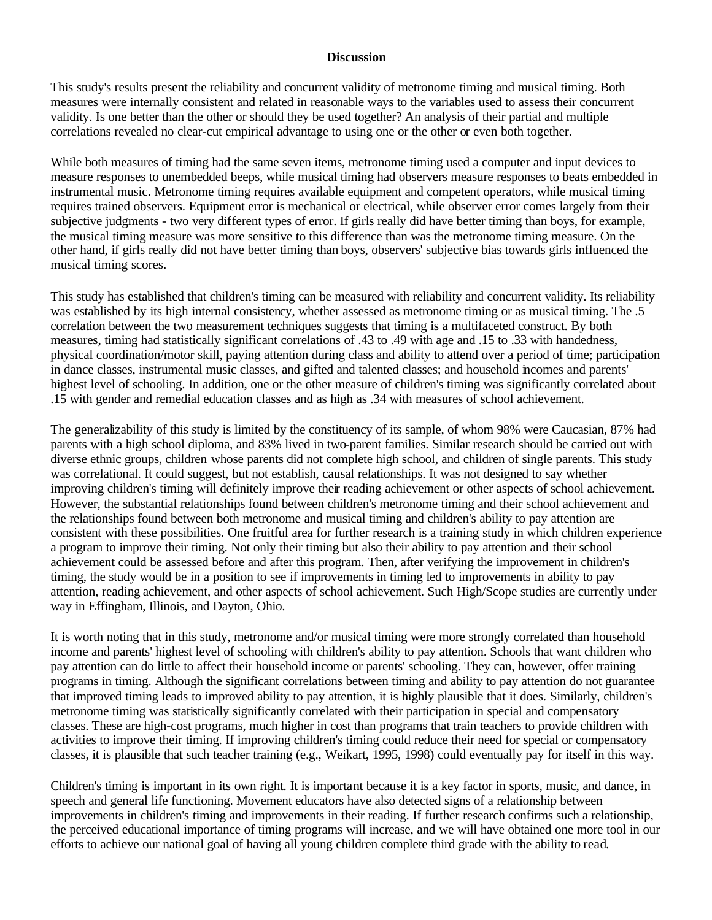## Discussion

This study's results present the reliability and concurrent validity of metronome timing and musical timing. Both measures were internally consistent and related in reasonable ways to the variables used to assess their concurrent validity. Is one better than the other or should they be used together? An analysis of their partial and multiple correlations revealed no clear-cut empirical advantage to using one or the other or even both together.

While both measures of timing had the same seven items, metronome timing used a computer and input devices to measure responses to unembedded beeps, while musical timing had observers measure responses to beats embedded in instrumental music. Metronome timing requires available equipment and competent operators, while musical timing requires trained observers. Equipment error is mechanical or electrical, while observer error comes largely from their subjective judgments - two very different types of error. If girls really did have better timing than boys, for example, the musical timing measure was more sensitive to this difference than was the metronome timing measure. On the other hand, if girls really did not have better timing than boys, observers' subjective bias towards girls influenced the musical timing scores.

This study has established that children's timing can be measured with reliability and concurrent validity. Its reliability was established by its high internal consistency, whether assessed as metronome timing or as musical timing. The .5 correlation between the two measurement techniques suggests that timing is a multifaceted construct. By both measures, timing had statistically significant correlations of .43 to .49 with age and .15 to .33 with handedness, physical coordination/motor skill, paying attention during class and ability to attend over a period of time; participation in dance classes, instrumental music classes, and gifted and talented classes; and household incomes and parents' highest level of schooling. In addition, one or the other measure of children's timing was significantly correlated about .15 with gender and remedial education classes and as high as .34 with measures of school achievement.

The generalizability of this study is limited by the constituency of its sample, of whom 98% were Caucasian, 87% had parents with a high school diploma, and 83% lived in two-parent families. Similar research should be carried out with diverse ethnic groups, children whose parents did not complete high school, and children of single parents. This study was correlational. It could suggest, but not establish, causal relationships. It was not designed to say whether improving children's timing will definitely improve their reading achievement or other aspects of school achievement. However, the substantial relationships found between children's metronome timing and their school achievement and the relationships found between both metronome and musical timing and children's ability to pay attention are consistent with these possibilities. One fruitful area for further research is a training study in which children experience a program to improve their timing. Not only their timing but also their ability to pay attention and their school achievement could be assessed before and after this program. Then, after verifying the improvement in children's timing, the study would be in a position to see if improvements in timing led to improvements in ability to pay attention, reading achievement, and other aspects of school achievement. Such High/Scope studies are currently under way in Effingham, Illinois, and Dayton, Ohio.

It is worth noting that in this study, metronome and/or musical timing were more strongly correlated than household income and parents' highest level of schooling with children's ability to pay attention. Schools that want children who pay attention can do little to affect their household income or parents' schooling. They can, however, offer training programs in timing. Although the significant correlations between timing and ability to pay attention do not guarantee that improved timing leads to improved ability to pay attention, it is highly plausible that it does. Similarly, children's metronome timing was statistically significantly correlated with their participation in special and compensatory classes. These are high-cost programs, much higher in cost than programs that train teachers to provide children with activities to improve their timing. If improving children's timing could reduce their need for special or compensatory classes, it is plausible that such teacher training (e.g., Weikart, 1995, 1998) could eventually pay for itself in this way.

Children's timing is important in its own right. It is important because it is a key factor in sports, music, and dance, in speech and general life functioning. Movement educators have also detected signs of a relationship between improvements in children's timing and improvements in their reading. If further research confirms such a relationship, the perceived educational importance of timing programs will increase, and we will have obtained one more tool in our efforts to achieve our national goal of having all young children complete third grade with the ability to read.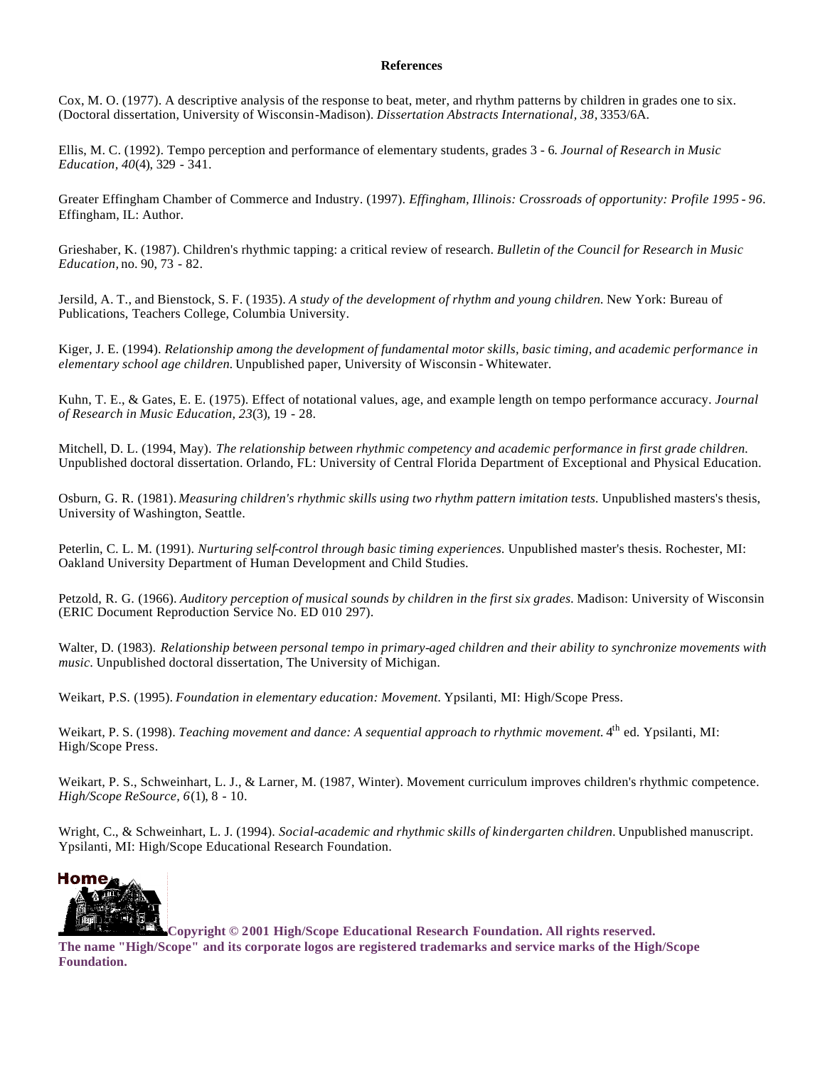**References**

Cox, M. O. (1977). A descriptive analysis of the response to beat, meter, and rhythm patterns by children in grades one to six. (Doctoral dissertation, University of Wisconsin-Madison). *Dissertation Abstracts International, 38*, 3353/6A.

Ellis, M. C. (1992). Tempo perception and performance of elementary students, grades 3 - 6. *Journal of Research in Music Education, 40*(4), 329 - 341.

Greater Effingham Chamber of Commerce and Industry. (1997). *Effingham, Illinois: Crossroads of opportunity: Profile 1995 - 96*. Effingham, IL: Author.

Grieshaber, K. (1987). Children's rhythmic tapping: a critical review of research. *Bulletin of the Council for Research in Music Education*, no. 90, 73 - 82.

Jersild, A. T., and Bienstock, S. F. (1935). *A study of the development of rhythm and young children.* New York: Bureau of Publications, Teachers College, Columbia University.

Kiger, J. E. (1994). *Relationship among the development of fundamental motor skills, basic timing, and academic performance in elementary school age children.* Unpublished paper, University of Wisconsin - Whitewater.

Kuhn, T. E., & Gates, E. E. (1975). Effect of notational values, age, and example length on tempo performance accuracy. *Journal of Research in Music Education, 23*(3), 19 - 28.

Mitchell, D. L. (1994, May). *The relationship between rhythmic competency and academic performance in first grade children.* Unpublished doctoral dissertation. Orlando, FL: University of Central Florida Department of Exceptional and Physical Education.

Osburn, G. R. (1981). *Measuring children's rhythmic skills using two rhythm pattern imitation tests.* Unpublished masters's thesis, University of Washington, Seattle.

Peterlin, C. L. M. (1991). *Nurturing self-control through basic timing experiences.* Unpublished master's thesis. Rochester, MI: Oakland University Department of Human Development and Child Studies.

Petzold, R. G. (1966). *Auditory perception of musical sounds by children in the first six grades.* Madison: University of Wisconsin (ERIC Document Reproduction Service No. ED 010 297).

Walter, D. (1983). *Relationship between personal tempo in primary-aged children and their ability to synchronize movements with music.* Unpublished doctoral dissertation, The University of Michigan.

Weikart, P.S. (1995). *Foundation in elementary education: Movement.* Ypsilanti, MI: High/Scope Press.

Weikart, P. S. (1998). *Teaching movement and dance: A sequential approach to rhythmic movement.* 4th ed. Ypsilanti, MI: High/Scope Press.

Weikart, P. S., Schweinhart, L. J., & Larner, M. (1987, Winter). Movement curriculum improves children's rhythmic competence. *High/Scope ReSource, 6*(1), 8 - 10.

Wright, C., & Schweinhart, L. J. (1994). *Social-academic and rhythmic skills of kindergarten children.* Unpublished manuscript. Ypsilanti, MI: High/Scope Educational Research Foundation.

Home

**Copyright © 2001 High/Scope Educational Research Foundation. All rights reserved.
The name "High/Scope" and its corporate logos are registered trademarks and service marks of the High/Scope Foundation.**